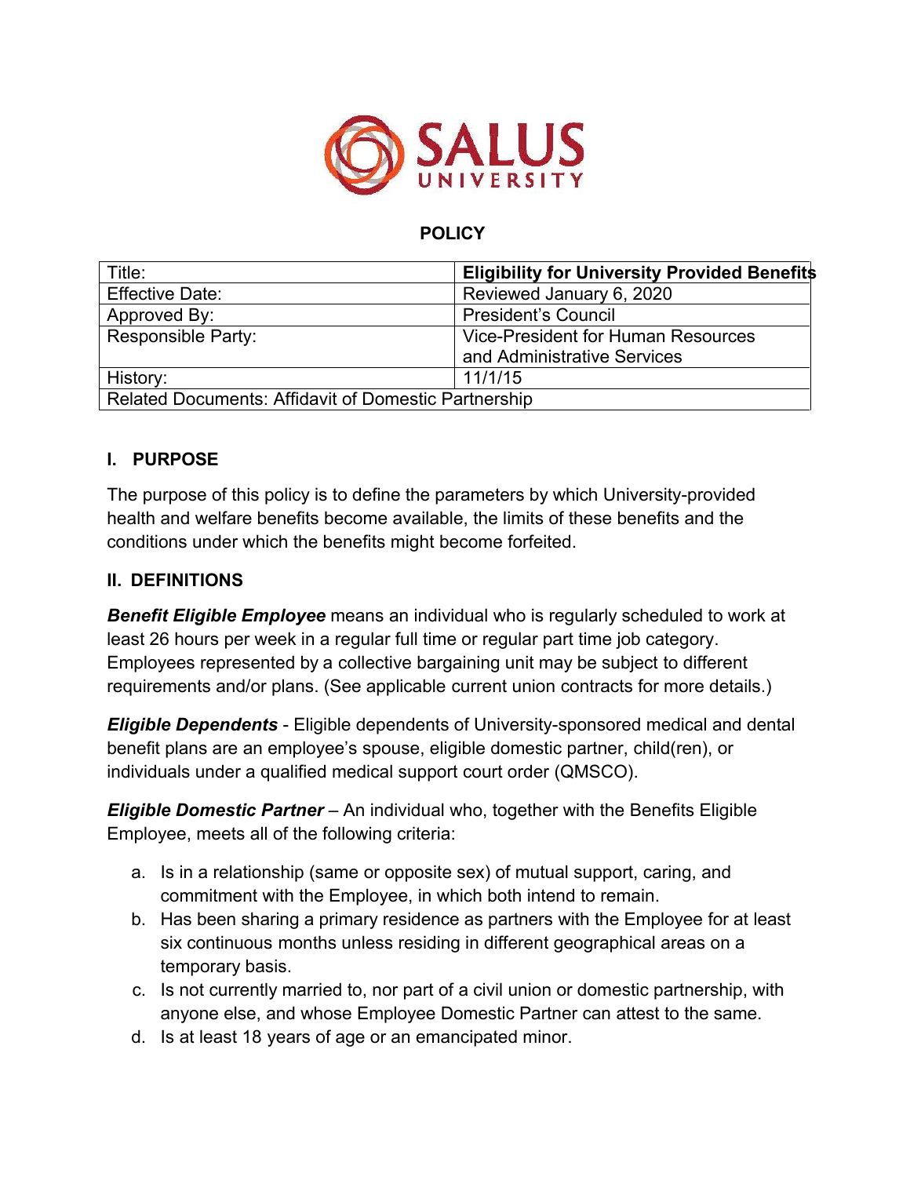SALUS UNIVERSITY

**POLICY**

| Title: | **Eligibility for University Provided Benefits** |
|---|---|
| Effective Date: | Reviewed January 6, 2020 |
| Approved By: | President's Council |
| Responsible Party: | Vice-President for Human Resources and Administrative Services |
| History: | 11/1/15 |
| Related Documents: Affidavit of Domestic Partnership | |

## I. PURPOSE

The purpose of this policy is to define the parameters by which University-provided health and welfare benefits become available, the limits of these benefits and the conditions under which the benefits might become forfeited.

## II. DEFINITIONS

***Benefit Eligible Employee*** means an individual who is regularly scheduled to work at least 26 hours per week in a regular full time or regular part time job category. Employees represented by a collective bargaining unit may be subject to different requirements and/or plans. (See applicable current union contracts for more details.)

***Eligible Dependents*** - Eligible dependents of University-sponsored medical and dental benefit plans are an employee's spouse, eligible domestic partner, child(ren), or individuals under a qualified medical support court order (QMSCO).

***Eligible Domestic Partner*** – An individual who, together with the Benefits Eligible Employee, meets all of the following criteria:

a. Is in a relationship (same or opposite sex) of mutual support, caring, and commitment with the Employee, in which both intend to remain.
b. Has been sharing a primary residence as partners with the Employee for at least six continuous months unless residing in different geographical areas on a temporary basis.
c. Is not currently married to, nor part of a civil union or domestic partnership, with anyone else, and whose Employee Domestic Partner can attest to the same.
d. Is at least 18 years of age or an emancipated minor.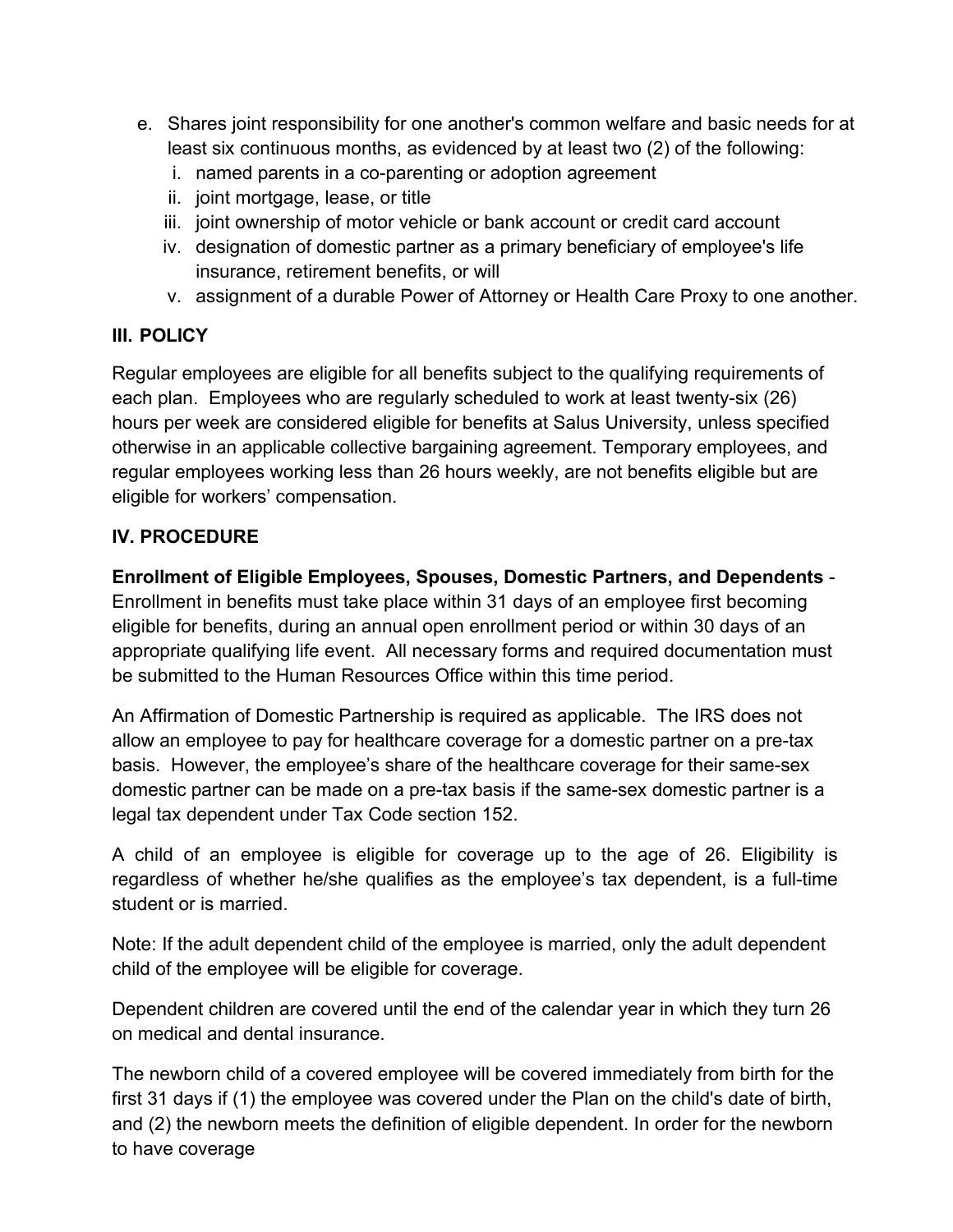e. Shares joint responsibility for one another's common welfare and basic needs for at least six continuous months, as evidenced by at least two (2) of the following:
   i. named parents in a co-parenting or adoption agreement
   ii. joint mortgage, lease, or title
   iii. joint ownership of motor vehicle or bank account or credit card account
   iv. designation of domestic partner as a primary beneficiary of employee's life insurance, retirement benefits, or will
   v. assignment of a durable Power of Attorney or Health Care Proxy to one another.

## III. POLICY

Regular employees are eligible for all benefits subject to the qualifying requirements of each plan. Employees who are regularly scheduled to work at least twenty-six (26) hours per week are considered eligible for benefits at Salus University, unless specified otherwise in an applicable collective bargaining agreement. Temporary employees, and regular employees working less than 26 hours weekly, are not benefits eligible but are eligible for workers' compensation.

## IV. PROCEDURE

**Enrollment of Eligible Employees, Spouses, Domestic Partners, and Dependents** - Enrollment in benefits must take place within 31 days of an employee first becoming eligible for benefits, during an annual open enrollment period or within 30 days of an appropriate qualifying life event. All necessary forms and required documentation must be submitted to the Human Resources Office within this time period.

An Affirmation of Domestic Partnership is required as applicable. The IRS does not allow an employee to pay for healthcare coverage for a domestic partner on a pre-tax basis. However, the employee's share of the healthcare coverage for their same-sex domestic partner can be made on a pre-tax basis if the same-sex domestic partner is a legal tax dependent under Tax Code section 152.

A child of an employee is eligible for coverage up to the age of 26. Eligibility is regardless of whether he/she qualifies as the employee's tax dependent, is a full-time student or is married.

Note: If the adult dependent child of the employee is married, only the adult dependent child of the employee will be eligible for coverage.

Dependent children are covered until the end of the calendar year in which they turn 26 on medical and dental insurance.

The newborn child of a covered employee will be covered immediately from birth for the first 31 days if (1) the employee was covered under the Plan on the child's date of birth, and (2) the newborn meets the definition of eligible dependent. In order for the newborn to have coverage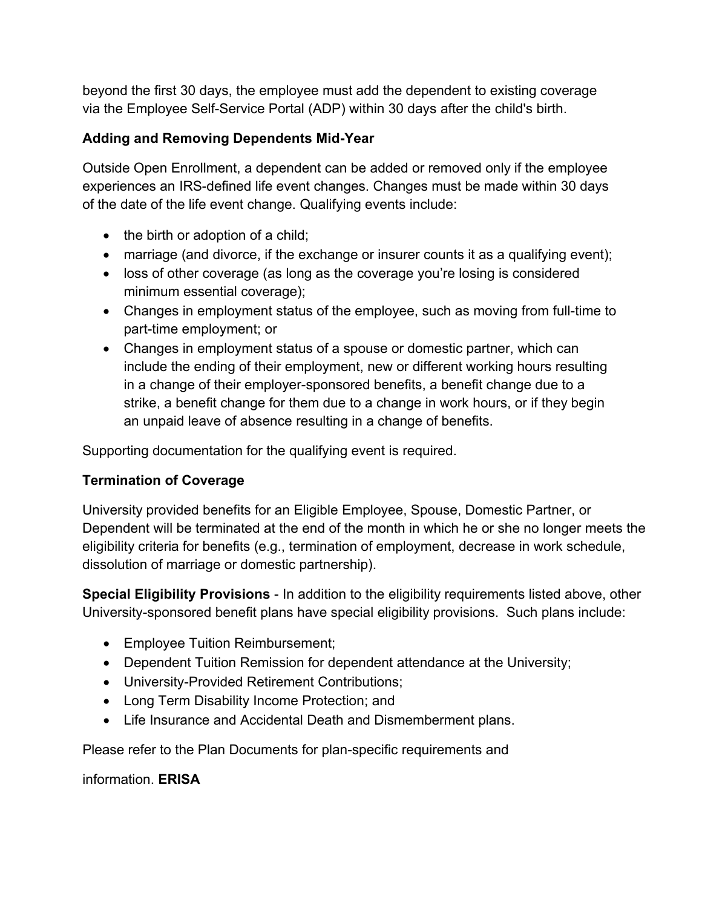beyond the first 30 days, the employee must add the dependent to existing coverage via the Employee Self-Service Portal (ADP) within 30 days after the child's birth.

### Adding and Removing Dependents Mid-Year

Outside Open Enrollment, a dependent can be added or removed only if the employee experiences an IRS-defined life event changes. Changes must be made within 30 days of the date of the life event change. Qualifying events include:

- the birth or adoption of a child;
- marriage (and divorce, if the exchange or insurer counts it as a qualifying event);
- loss of other coverage (as long as the coverage you're losing is considered minimum essential coverage);
- Changes in employment status of the employee, such as moving from full-time to part-time employment; or
- Changes in employment status of a spouse or domestic partner, which can include the ending of their employment, new or different working hours resulting in a change of their employer-sponsored benefits, a benefit change due to a strike, a benefit change for them due to a change in work hours, or if they begin an unpaid leave of absence resulting in a change of benefits.

Supporting documentation for the qualifying event is required.

### Termination of Coverage

University provided benefits for an Eligible Employee, Spouse, Domestic Partner, or Dependent will be terminated at the end of the month in which he or she no longer meets the eligibility criteria for benefits (e.g., termination of employment, decrease in work schedule, dissolution of marriage or domestic partnership).

**Special Eligibility Provisions** - In addition to the eligibility requirements listed above, other University-sponsored benefit plans have special eligibility provisions. Such plans include:

- Employee Tuition Reimbursement;
- Dependent Tuition Remission for dependent attendance at the University;
- University-Provided Retirement Contributions;
- Long Term Disability Income Protection; and
- Life Insurance and Accidental Death and Dismemberment plans.

Please refer to the Plan Documents for plan-specific requirements and

information. **ERISA**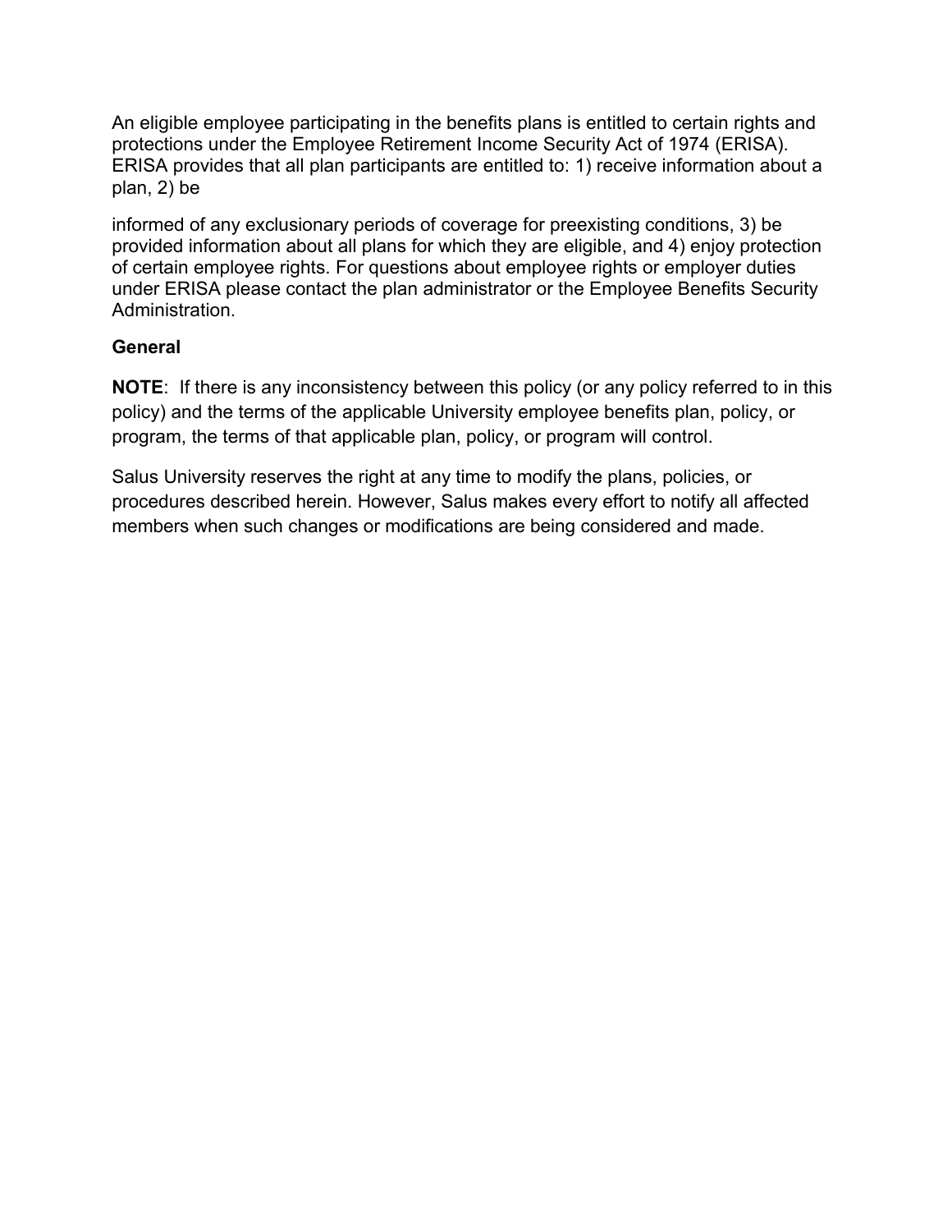An eligible employee participating in the benefits plans is entitled to certain rights and protections under the Employee Retirement Income Security Act of 1974 (ERISA). ERISA provides that all plan participants are entitled to: 1) receive information about a plan, 2) be

informed of any exclusionary periods of coverage for preexisting conditions, 3) be provided information about all plans for which they are eligible, and 4) enjoy protection of certain employee rights. For questions about employee rights or employer duties under ERISA please contact the plan administrator or the Employee Benefits Security Administration.

**General**

**NOTE**: If there is any inconsistency between this policy (or any policy referred to in this policy) and the terms of the applicable University employee benefits plan, policy, or program, the terms of that applicable plan, policy, or program will control.

Salus University reserves the right at any time to modify the plans, policies, or procedures described herein. However, Salus makes every effort to notify all affected members when such changes or modifications are being considered and made.